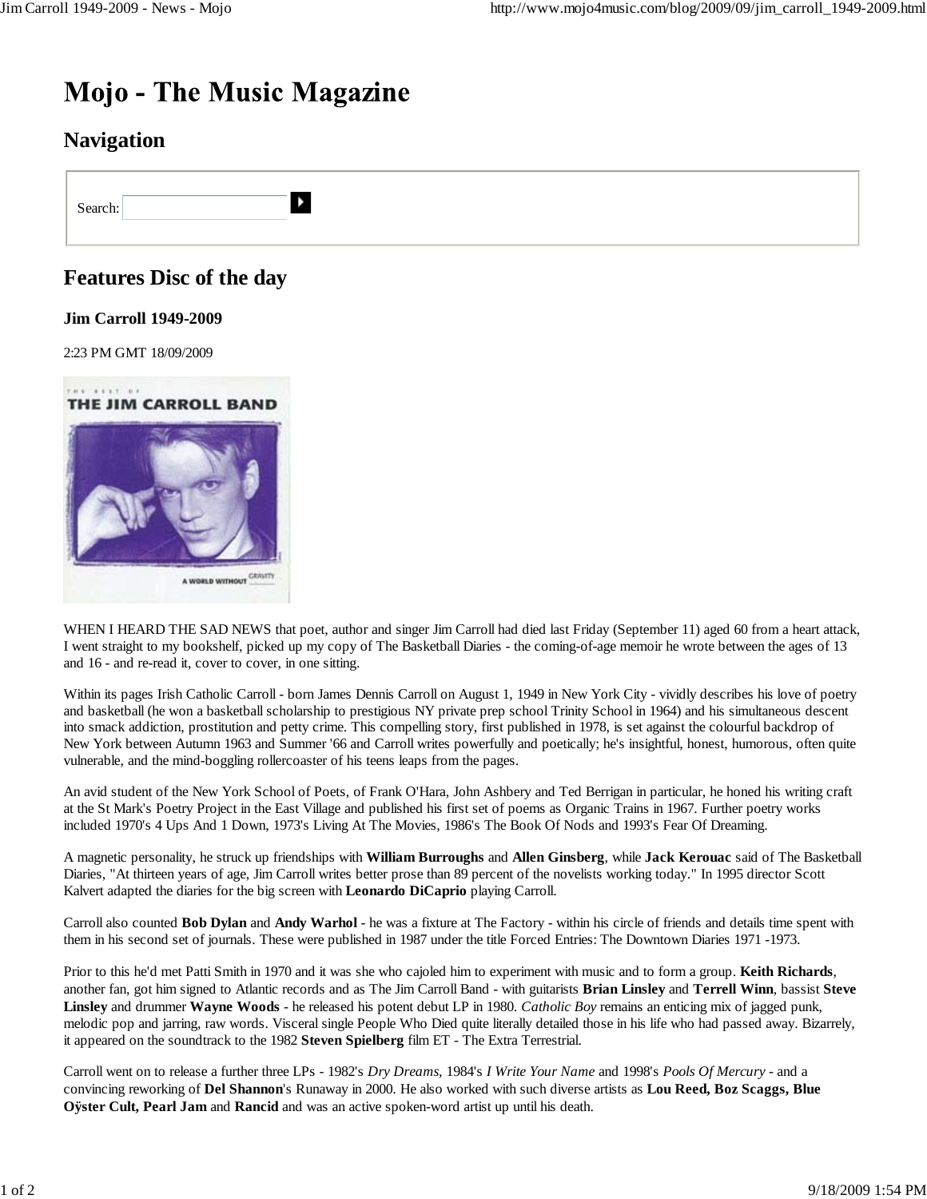# Mojo - The Music Magazine

## Navigation

Search:

## Features Disc of the day

### Jim Carroll 1949-2009

2:23 PM GMT 18/09/2009

WHEN I HEARD THE SAD NEWS that poet, author and singer Jim Carroll had died last Friday (September 11) aged 60 from a heart attack, I went straight to my bookshelf, picked up my copy of The Basketball Diaries - the coming-of-age memoir he wrote between the ages of 13 and 16 - and re-read it, cover to cover, in one sitting.

Within its pages Irish Catholic Carroll - born James Dennis Carroll on August 1, 1949 in New York City - vividly describes his love of poetry and basketball (he won a basketball scholarship to prestigious NY private prep school Trinity School in 1964) and his simultaneous descent into smack addiction, prostitution and petty crime. This compelling story, first published in 1978, is set against the colourful backdrop of New York between Autumn 1963 and Summer '66 and Carroll writes powerfully and poetically; he's insightful, honest, humorous, often quite vulnerable, and the mind-boggling rollercoaster of his teens leaps from the pages.

An avid student of the New York School of Poets, of Frank O'Hara, John Ashbery and Ted Berrigan in particular, he honed his writing craft at the St Mark's Poetry Project in the East Village and published his first set of poems as Organic Trains in 1967. Further poetry works included 1970's 4 Ups And 1 Down, 1973's Living At The Movies, 1986's The Book Of Nods and 1993's Fear Of Dreaming.

A magnetic personality, he struck up friendships with **William Burroughs** and **Allen Ginsberg**, while **Jack Kerouac** said of The Basketball Diaries, "At thirteen years of age, Jim Carroll writes better prose than 89 percent of the novelists working today." In 1995 director Scott Kalvert adapted the diaries for the big screen with **Leonardo DiCaprio** playing Carroll.

Carroll also counted **Bob Dylan** and **Andy Warhol** - he was a fixture at The Factory - within his circle of friends and details time spent with them in his second set of journals. These were published in 1987 under the title Forced Entries: The Downtown Diaries 1971 -1973.

Prior to this he'd met Patti Smith in 1970 and it was she who cajoled him to experiment with music and to form a group. **Keith Richards**, another fan, got him signed to Atlantic records and as The Jim Carroll Band - with guitarists **Brian Linsley** and **Terrell Winn**, bassist **Steve Linsley** and drummer **Wayne Woods** - he released his potent debut LP in 1980. *Catholic Boy* remains an enticing mix of jagged punk, melodic pop and jarring, raw words. Visceral single People Who Died quite literally detailed those in his life who had passed away. Bizarrely, it appeared on the soundtrack to the 1982 **Steven Spielberg** film ET - The Extra Terrestrial.

Carroll went on to release a further three LPs - 1982's *Dry Dreams*, 1984's *I Write Your Name* and 1998's *Pools Of Mercury* - and a convincing reworking of **Del Shannon**'s Runaway in 2000. He also worked with such diverse artists as **Lou Reed, Boz Scaggs, Blue Oÿster Cult, Pearl Jam** and **Rancid** and was an active spoken-word artist up until his death.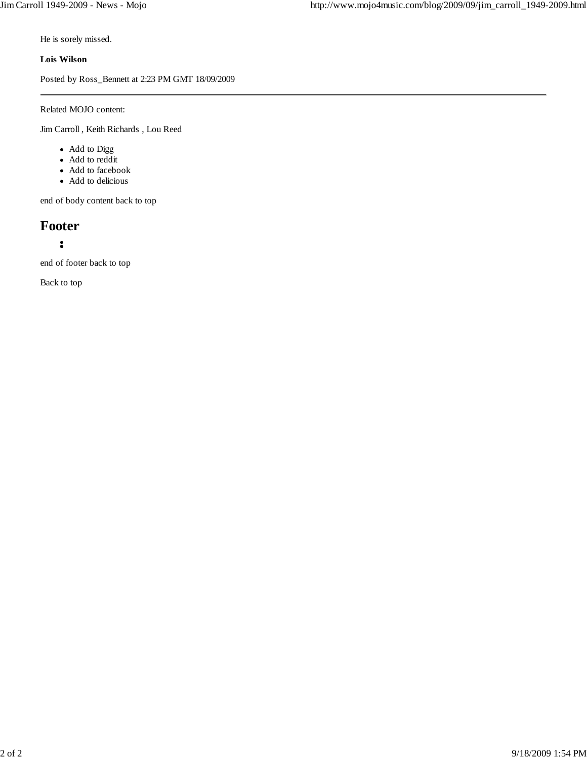He is sorely missed.

**Lois Wilson**

Posted by Ross_Bennett at 2:23 PM GMT 18/09/2009

---

Related MOJO content:

Jim Carroll , Keith Richards , Lou Reed

- Add to Digg
- Add to reddit
- Add to facebook
- Add to delicious

end of body content back to top

# Footer

end of footer back to top

Back to top